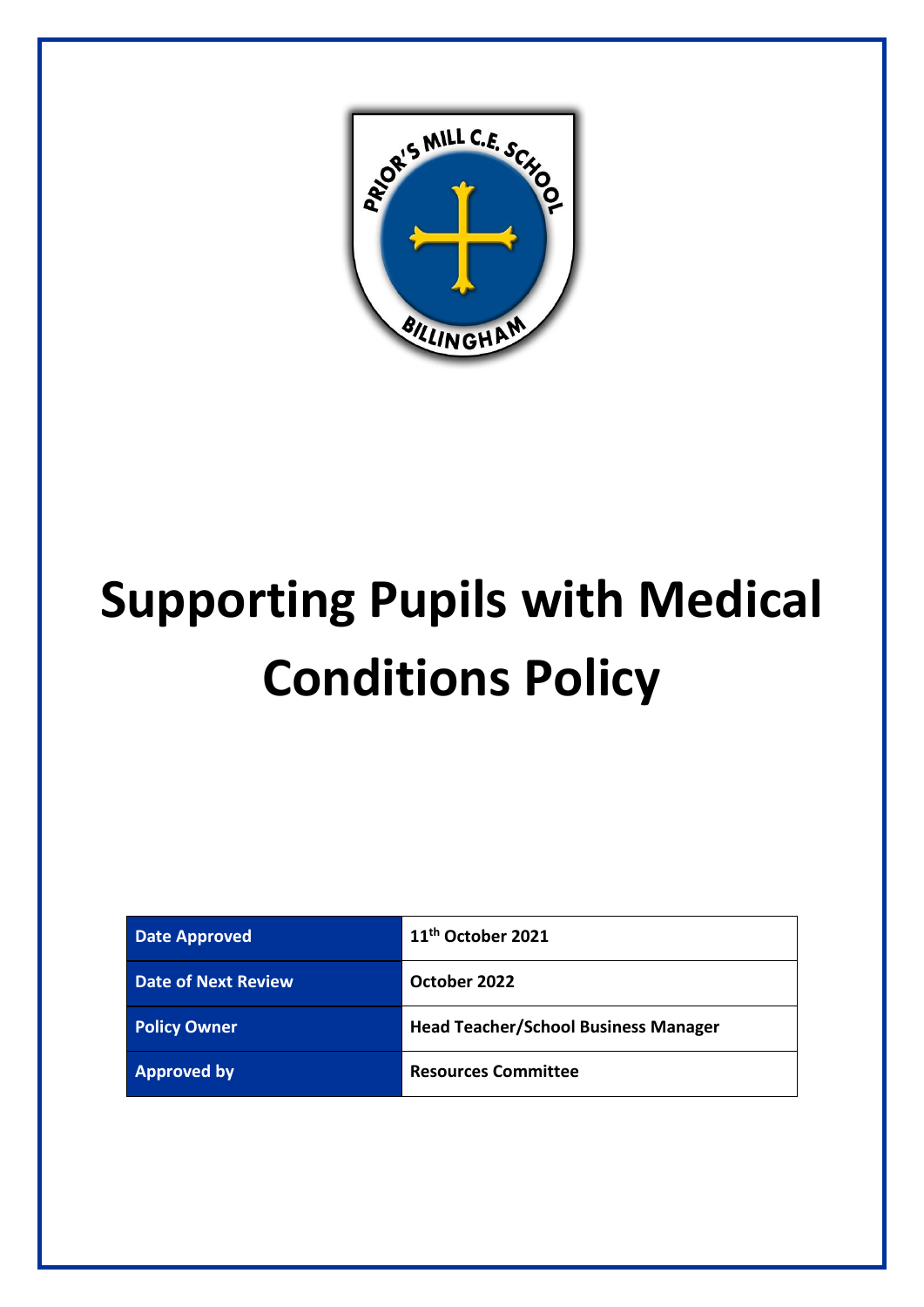# Supporting Pupils with Medical Conditions Policy

| Date Approved | 11th October 2021 |
| --- | --- |
| Date of Next Review | October 2022 |
| Policy Owner | Head Teacher/School Business Manager |
| Approved by | Resources Committee |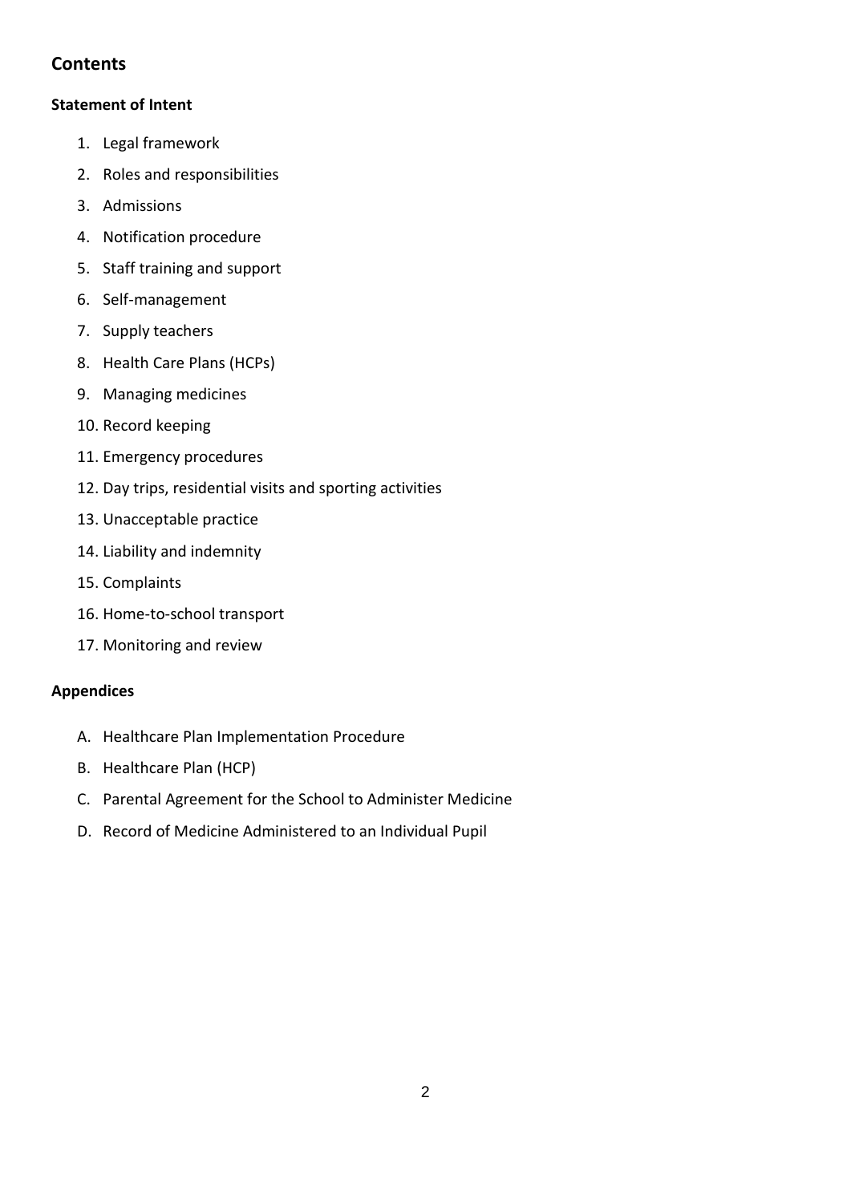## Contents

**Statement of Intent**

1. Legal framework
2. Roles and responsibilities
3. Admissions
4. Notification procedure
5. Staff training and support
6. Self-management
7. Supply teachers
8. Health Care Plans (HCPs)
9. Managing medicines
10. Record keeping
11. Emergency procedures
12. Day trips, residential visits and sporting activities
13. Unacceptable practice
14. Liability and indemnity
15. Complaints
16. Home-to-school transport
17. Monitoring and review

**Appendices**

A. Healthcare Plan Implementation Procedure

B. Healthcare Plan (HCP)

C. Parental Agreement for the School to Administer Medicine

D. Record of Medicine Administered to an Individual Pupil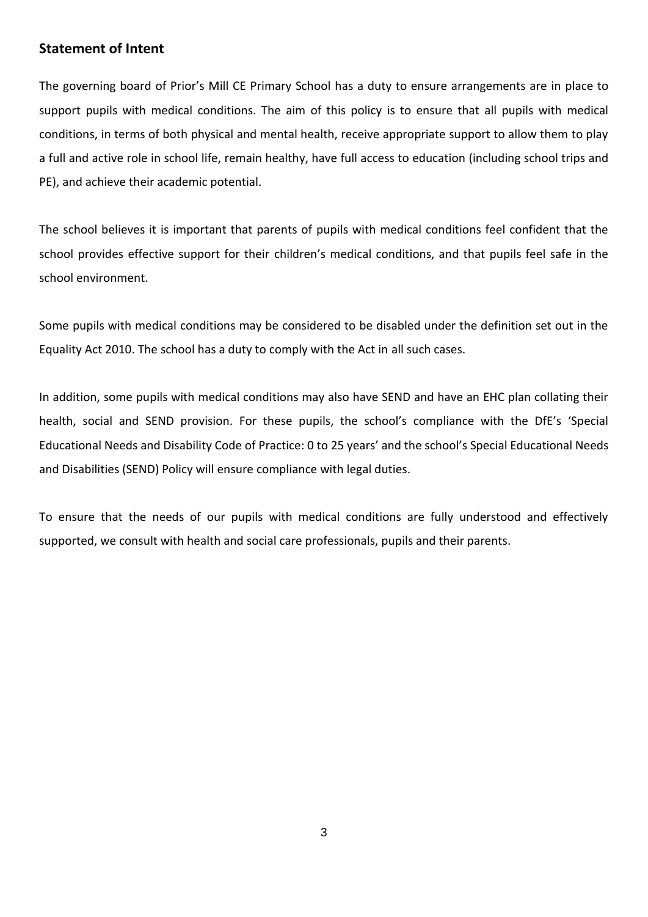## Statement of Intent

The governing board of Prior's Mill CE Primary School has a duty to ensure arrangements are in place to support pupils with medical conditions. The aim of this policy is to ensure that all pupils with medical conditions, in terms of both physical and mental health, receive appropriate support to allow them to play a full and active role in school life, remain healthy, have full access to education (including school trips and PE), and achieve their academic potential.

The school believes it is important that parents of pupils with medical conditions feel confident that the school provides effective support for their children's medical conditions, and that pupils feel safe in the school environment.

Some pupils with medical conditions may be considered to be disabled under the definition set out in the Equality Act 2010. The school has a duty to comply with the Act in all such cases.

In addition, some pupils with medical conditions may also have SEND and have an EHC plan collating their health, social and SEND provision. For these pupils, the school's compliance with the DfE's 'Special Educational Needs and Disability Code of Practice: 0 to 25 years' and the school's Special Educational Needs and Disabilities (SEND) Policy will ensure compliance with legal duties.

To ensure that the needs of our pupils with medical conditions are fully understood and effectively supported, we consult with health and social care professionals, pupils and their parents.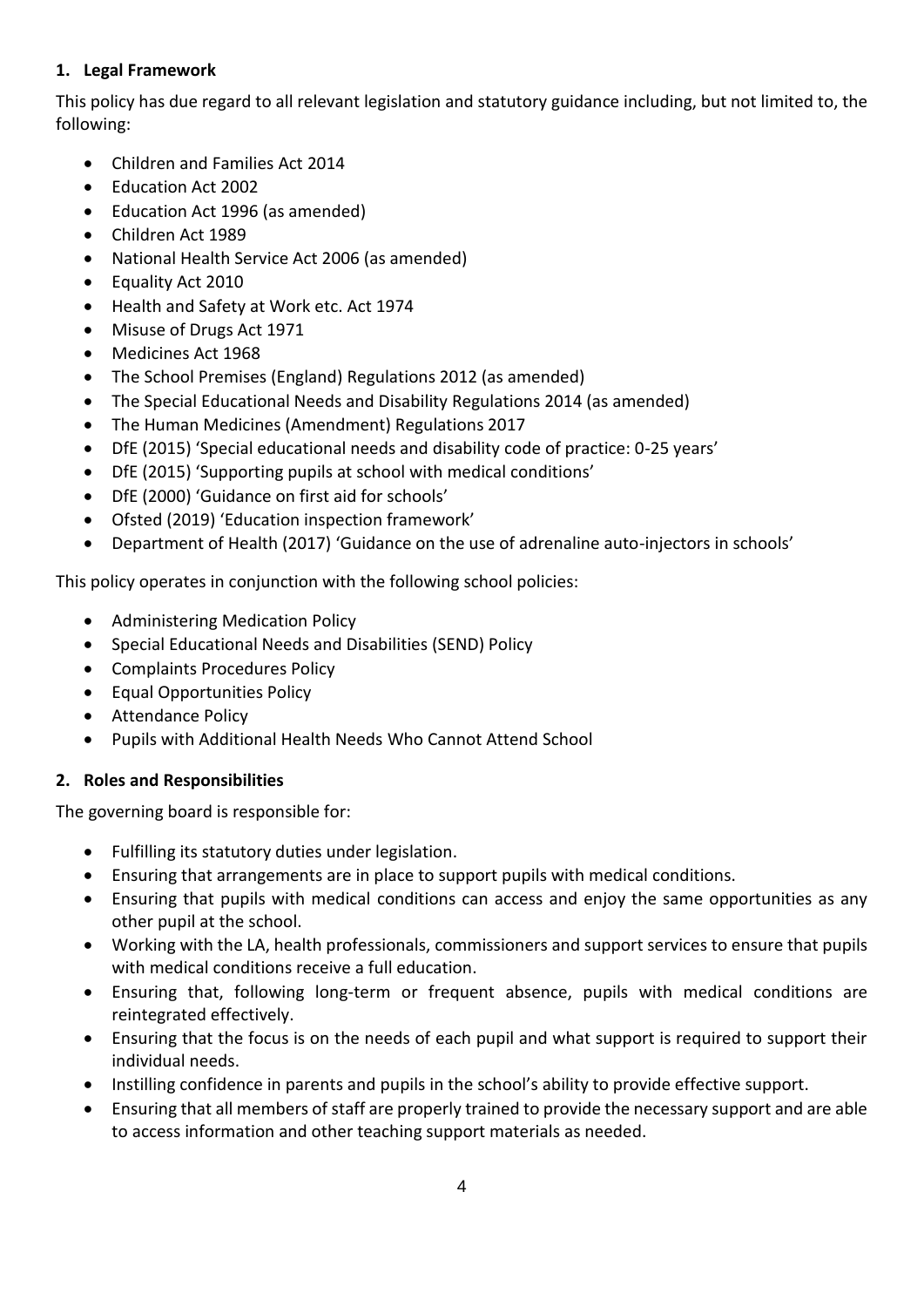## 1. Legal Framework

This policy has due regard to all relevant legislation and statutory guidance including, but not limited to, the following:

- Children and Families Act 2014
- Education Act 2002
- Education Act 1996 (as amended)
- Children Act 1989
- National Health Service Act 2006 (as amended)
- Equality Act 2010
- Health and Safety at Work etc. Act 1974
- Misuse of Drugs Act 1971
- Medicines Act 1968
- The School Premises (England) Regulations 2012 (as amended)
- The Special Educational Needs and Disability Regulations 2014 (as amended)
- The Human Medicines (Amendment) Regulations 2017
- DfE (2015) 'Special educational needs and disability code of practice: 0-25 years'
- DfE (2015) 'Supporting pupils at school with medical conditions'
- DfE (2000) 'Guidance on first aid for schools'
- Ofsted (2019) 'Education inspection framework'
- Department of Health (2017) 'Guidance on the use of adrenaline auto-injectors in schools'

This policy operates in conjunction with the following school policies:

- Administering Medication Policy
- Special Educational Needs and Disabilities (SEND) Policy
- Complaints Procedures Policy
- Equal Opportunities Policy
- Attendance Policy
- Pupils with Additional Health Needs Who Cannot Attend School

## 2. Roles and Responsibilities

The governing board is responsible for:

- Fulfilling its statutory duties under legislation.
- Ensuring that arrangements are in place to support pupils with medical conditions.
- Ensuring that pupils with medical conditions can access and enjoy the same opportunities as any other pupil at the school.
- Working with the LA, health professionals, commissioners and support services to ensure that pupils with medical conditions receive a full education.
- Ensuring that, following long-term or frequent absence, pupils with medical conditions are reintegrated effectively.
- Ensuring that the focus is on the needs of each pupil and what support is required to support their individual needs.
- Instilling confidence in parents and pupils in the school's ability to provide effective support.
- Ensuring that all members of staff are properly trained to provide the necessary support and are able to access information and other teaching support materials as needed.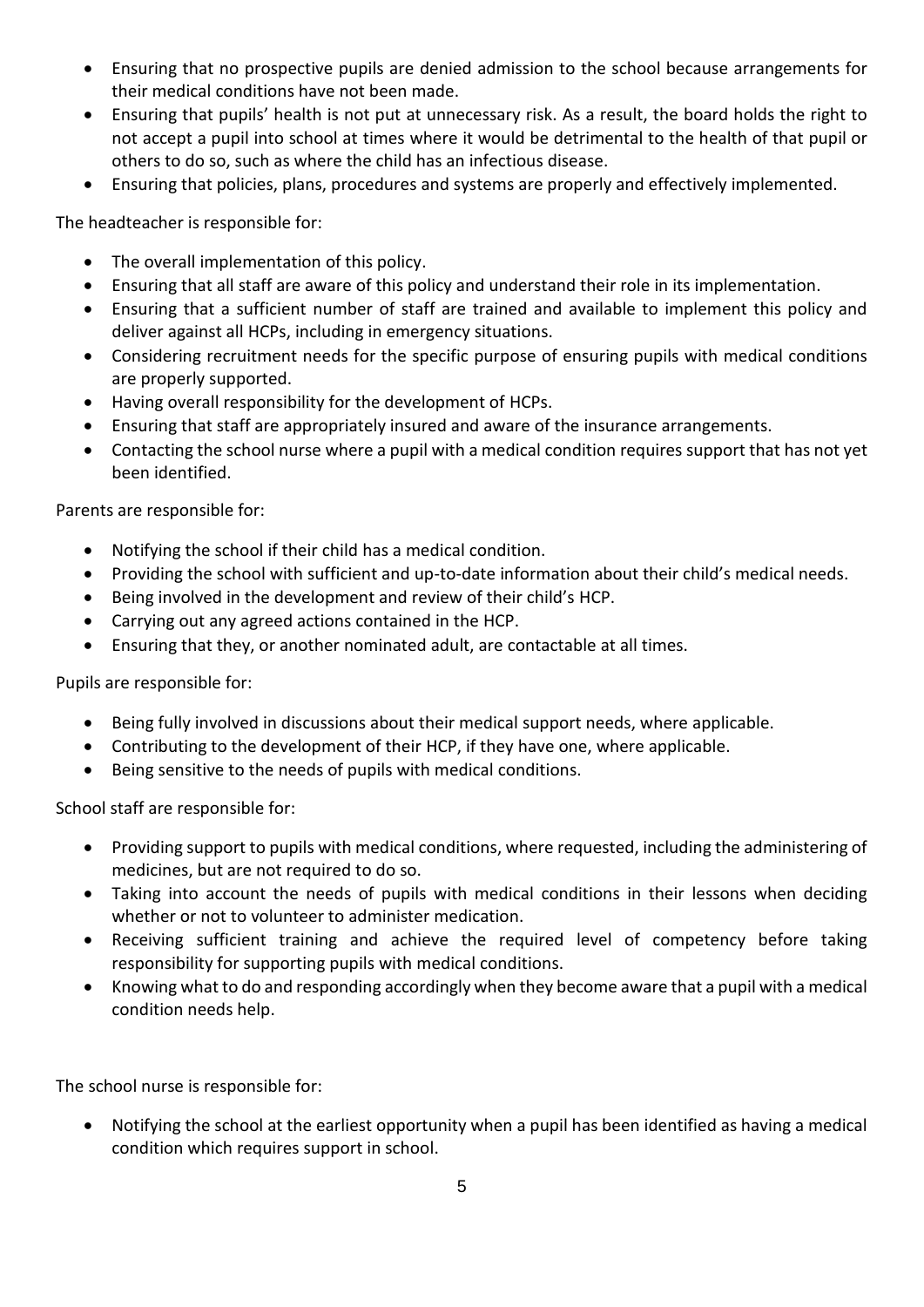- Ensuring that no prospective pupils are denied admission to the school because arrangements for their medical conditions have not been made.
- Ensuring that pupils' health is not put at unnecessary risk. As a result, the board holds the right to not accept a pupil into school at times where it would be detrimental to the health of that pupil or others to do so, such as where the child has an infectious disease.
- Ensuring that policies, plans, procedures and systems are properly and effectively implemented.

The headteacher is responsible for:

- The overall implementation of this policy.
- Ensuring that all staff are aware of this policy and understand their role in its implementation.
- Ensuring that a sufficient number of staff are trained and available to implement this policy and deliver against all HCPs, including in emergency situations.
- Considering recruitment needs for the specific purpose of ensuring pupils with medical conditions are properly supported.
- Having overall responsibility for the development of HCPs.
- Ensuring that staff are appropriately insured and aware of the insurance arrangements.
- Contacting the school nurse where a pupil with a medical condition requires support that has not yet been identified.

Parents are responsible for:

- Notifying the school if their child has a medical condition.
- Providing the school with sufficient and up-to-date information about their child's medical needs.
- Being involved in the development and review of their child's HCP.
- Carrying out any agreed actions contained in the HCP.
- Ensuring that they, or another nominated adult, are contactable at all times.

Pupils are responsible for:

- Being fully involved in discussions about their medical support needs, where applicable.
- Contributing to the development of their HCP, if they have one, where applicable.
- Being sensitive to the needs of pupils with medical conditions.

School staff are responsible for:

- Providing support to pupils with medical conditions, where requested, including the administering of medicines, but are not required to do so.
- Taking into account the needs of pupils with medical conditions in their lessons when deciding whether or not to volunteer to administer medication.
- Receiving sufficient training and achieve the required level of competency before taking responsibility for supporting pupils with medical conditions.
- Knowing what to do and responding accordingly when they become aware that a pupil with a medical condition needs help.

The school nurse is responsible for:

- Notifying the school at the earliest opportunity when a pupil has been identified as having a medical condition which requires support in school.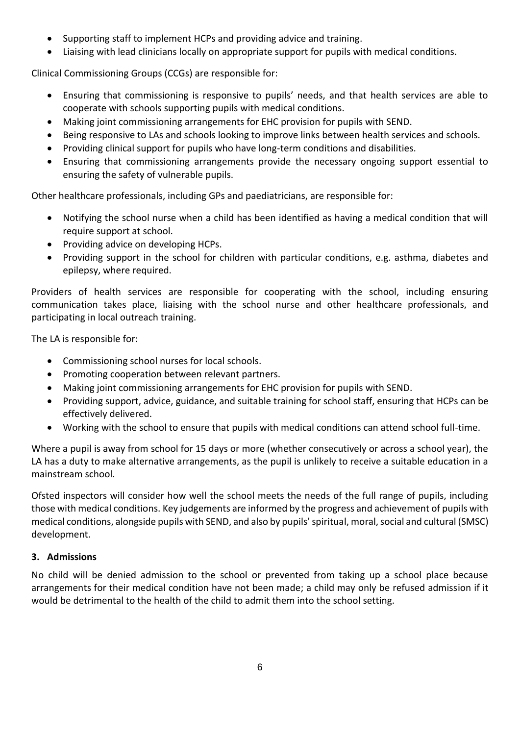- Supporting staff to implement HCPs and providing advice and training.
- Liaising with lead clinicians locally on appropriate support for pupils with medical conditions.

Clinical Commissioning Groups (CCGs) are responsible for:

- Ensuring that commissioning is responsive to pupils' needs, and that health services are able to cooperate with schools supporting pupils with medical conditions.
- Making joint commissioning arrangements for EHC provision for pupils with SEND.
- Being responsive to LAs and schools looking to improve links between health services and schools.
- Providing clinical support for pupils who have long-term conditions and disabilities.
- Ensuring that commissioning arrangements provide the necessary ongoing support essential to ensuring the safety of vulnerable pupils.

Other healthcare professionals, including GPs and paediatricians, are responsible for:

- Notifying the school nurse when a child has been identified as having a medical condition that will require support at school.
- Providing advice on developing HCPs.
- Providing support in the school for children with particular conditions, e.g. asthma, diabetes and epilepsy, where required.

Providers of health services are responsible for cooperating with the school, including ensuring communication takes place, liaising with the school nurse and other healthcare professionals, and participating in local outreach training.

The LA is responsible for:

- Commissioning school nurses for local schools.
- Promoting cooperation between relevant partners.
- Making joint commissioning arrangements for EHC provision for pupils with SEND.
- Providing support, advice, guidance, and suitable training for school staff, ensuring that HCPs can be effectively delivered.
- Working with the school to ensure that pupils with medical conditions can attend school full-time.

Where a pupil is away from school for 15 days or more (whether consecutively or across a school year), the LA has a duty to make alternative arrangements, as the pupil is unlikely to receive a suitable education in a mainstream school.

Ofsted inspectors will consider how well the school meets the needs of the full range of pupils, including those with medical conditions. Key judgements are informed by the progress and achievement of pupils with medical conditions, alongside pupils with SEND, and also by pupils' spiritual, moral, social and cultural (SMSC) development.

## 3. Admissions

No child will be denied admission to the school or prevented from taking up a school place because arrangements for their medical condition have not been made; a child may only be refused admission if it would be detrimental to the health of the child to admit them into the school setting.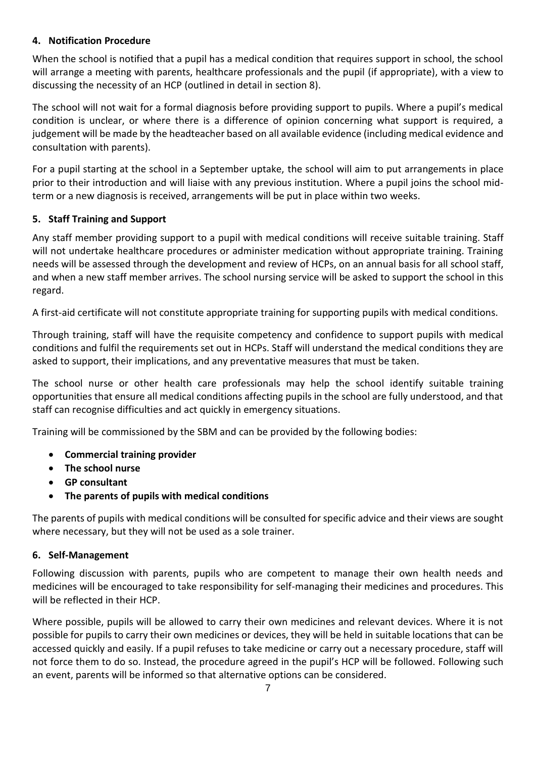## 4. Notification Procedure

When the school is notified that a pupil has a medical condition that requires support in school, the school will arrange a meeting with parents, healthcare professionals and the pupil (if appropriate), with a view to discussing the necessity of an HCP (outlined in detail in section 8).

The school will not wait for a formal diagnosis before providing support to pupils. Where a pupil's medical condition is unclear, or where there is a difference of opinion concerning what support is required, a judgement will be made by the headteacher based on all available evidence (including medical evidence and consultation with parents).

For a pupil starting at the school in a September uptake, the school will aim to put arrangements in place prior to their introduction and will liaise with any previous institution. Where a pupil joins the school mid-term or a new diagnosis is received, arrangements will be put in place within two weeks.

## 5. Staff Training and Support

Any staff member providing support to a pupil with medical conditions will receive suitable training. Staff will not undertake healthcare procedures or administer medication without appropriate training. Training needs will be assessed through the development and review of HCPs, on an annual basis for all school staff, and when a new staff member arrives. The school nursing service will be asked to support the school in this regard.

A first-aid certificate will not constitute appropriate training for supporting pupils with medical conditions.

Through training, staff will have the requisite competency and confidence to support pupils with medical conditions and fulfil the requirements set out in HCPs. Staff will understand the medical conditions they are asked to support, their implications, and any preventative measures that must be taken.

The school nurse or other health care professionals may help the school identify suitable training opportunities that ensure all medical conditions affecting pupils in the school are fully understood, and that staff can recognise difficulties and act quickly in emergency situations.

Training will be commissioned by the SBM and can be provided by the following bodies:

- **Commercial training provider**
- **The school nurse**
- **GP consultant**
- **The parents of pupils with medical conditions**

The parents of pupils with medical conditions will be consulted for specific advice and their views are sought where necessary, but they will not be used as a sole trainer.

## 6. Self-Management

Following discussion with parents, pupils who are competent to manage their own health needs and medicines will be encouraged to take responsibility for self-managing their medicines and procedures. This will be reflected in their HCP.

Where possible, pupils will be allowed to carry their own medicines and relevant devices. Where it is not possible for pupils to carry their own medicines or devices, they will be held in suitable locations that can be accessed quickly and easily. If a pupil refuses to take medicine or carry out a necessary procedure, staff will not force them to do so. Instead, the procedure agreed in the pupil's HCP will be followed. Following such an event, parents will be informed so that alternative options can be considered.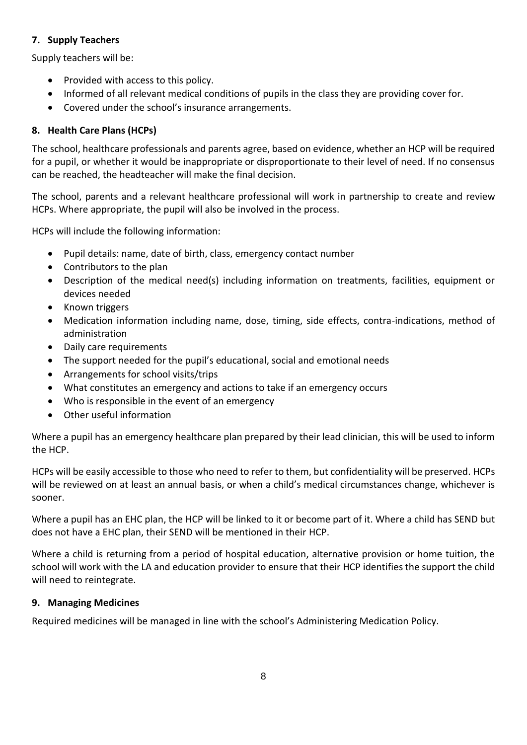### 7. Supply Teachers

Supply teachers will be:

- Provided with access to this policy.
- Informed of all relevant medical conditions of pupils in the class they are providing cover for.
- Covered under the school's insurance arrangements.

### 8. Health Care Plans (HCPs)

The school, healthcare professionals and parents agree, based on evidence, whether an HCP will be required for a pupil, or whether it would be inappropriate or disproportionate to their level of need. If no consensus can be reached, the headteacher will make the final decision.

The school, parents and a relevant healthcare professional will work in partnership to create and review HCPs. Where appropriate, the pupil will also be involved in the process.

HCPs will include the following information:

- Pupil details: name, date of birth, class, emergency contact number
- Contributors to the plan
- Description of the medical need(s) including information on treatments, facilities, equipment or devices needed
- Known triggers
- Medication information including name, dose, timing, side effects, contra-indications, method of administration
- Daily care requirements
- The support needed for the pupil's educational, social and emotional needs
- Arrangements for school visits/trips
- What constitutes an emergency and actions to take if an emergency occurs
- Who is responsible in the event of an emergency
- Other useful information

Where a pupil has an emergency healthcare plan prepared by their lead clinician, this will be used to inform the HCP.

HCPs will be easily accessible to those who need to refer to them, but confidentiality will be preserved. HCPs will be reviewed on at least an annual basis, or when a child's medical circumstances change, whichever is sooner.

Where a pupil has an EHC plan, the HCP will be linked to it or become part of it. Where a child has SEND but does not have a EHC plan, their SEND will be mentioned in their HCP.

Where a child is returning from a period of hospital education, alternative provision or home tuition, the school will work with the LA and education provider to ensure that their HCP identifies the support the child will need to reintegrate.

### 9. Managing Medicines

Required medicines will be managed in line with the school's Administering Medication Policy.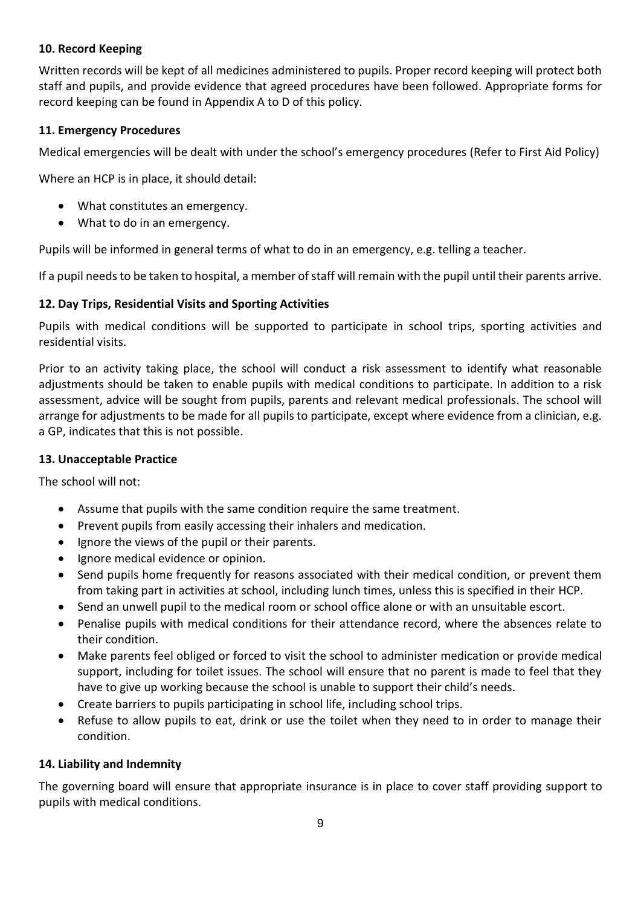### 10. Record Keeping

Written records will be kept of all medicines administered to pupils. Proper record keeping will protect both staff and pupils, and provide evidence that agreed procedures have been followed. Appropriate forms for record keeping can be found in Appendix A to D of this policy.

### 11. Emergency Procedures

Medical emergencies will be dealt with under the school's emergency procedures (Refer to First Aid Policy)

Where an HCP is in place, it should detail:

- What constitutes an emergency.
- What to do in an emergency.

Pupils will be informed in general terms of what to do in an emergency, e.g. telling a teacher.

If a pupil needs to be taken to hospital, a member of staff will remain with the pupil until their parents arrive.

### 12. Day Trips, Residential Visits and Sporting Activities

Pupils with medical conditions will be supported to participate in school trips, sporting activities and residential visits.

Prior to an activity taking place, the school will conduct a risk assessment to identify what reasonable adjustments should be taken to enable pupils with medical conditions to participate. In addition to a risk assessment, advice will be sought from pupils, parents and relevant medical professionals. The school will arrange for adjustments to be made for all pupils to participate, except where evidence from a clinician, e.g. a GP, indicates that this is not possible.

### 13. Unacceptable Practice

The school will not:

- Assume that pupils with the same condition require the same treatment.
- Prevent pupils from easily accessing their inhalers and medication.
- Ignore the views of the pupil or their parents.
- Ignore medical evidence or opinion.
- Send pupils home frequently for reasons associated with their medical condition, or prevent them from taking part in activities at school, including lunch times, unless this is specified in their HCP.
- Send an unwell pupil to the medical room or school office alone or with an unsuitable escort.
- Penalise pupils with medical conditions for their attendance record, where the absences relate to their condition.
- Make parents feel obliged or forced to visit the school to administer medication or provide medical support, including for toilet issues. The school will ensure that no parent is made to feel that they have to give up working because the school is unable to support their child's needs.
- Create barriers to pupils participating in school life, including school trips.
- Refuse to allow pupils to eat, drink or use the toilet when they need to in order to manage their condition.

### 14. Liability and Indemnity

The governing board will ensure that appropriate insurance is in place to cover staff providing support to pupils with medical conditions.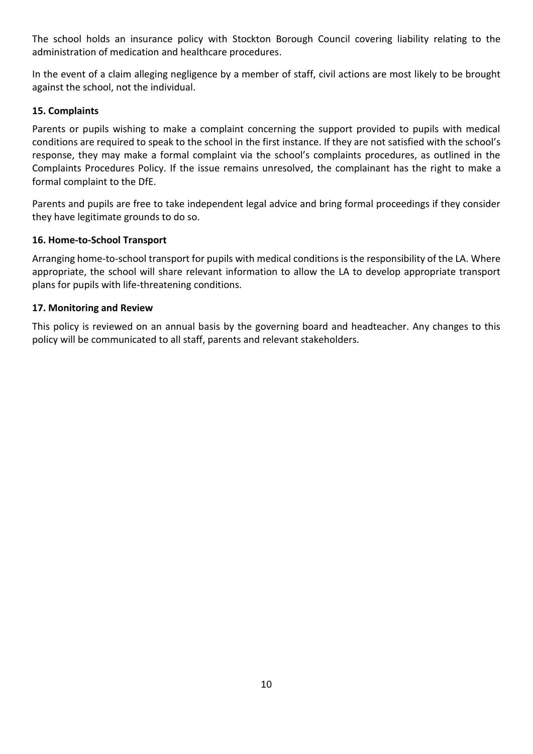The school holds an insurance policy with Stockton Borough Council covering liability relating to the administration of medication and healthcare procedures.

In the event of a claim alleging negligence by a member of staff, civil actions are most likely to be brought against the school, not the individual.

### 15. Complaints

Parents or pupils wishing to make a complaint concerning the support provided to pupils with medical conditions are required to speak to the school in the first instance. If they are not satisfied with the school's response, they may make a formal complaint via the school's complaints procedures, as outlined in the Complaints Procedures Policy. If the issue remains unresolved, the complainant has the right to make a formal complaint to the DfE.

Parents and pupils are free to take independent legal advice and bring formal proceedings if they consider they have legitimate grounds to do so.

### 16. Home-to-School Transport

Arranging home-to-school transport for pupils with medical conditions is the responsibility of the LA. Where appropriate, the school will share relevant information to allow the LA to develop appropriate transport plans for pupils with life-threatening conditions.

### 17. Monitoring and Review

This policy is reviewed on an annual basis by the governing board and headteacher. Any changes to this policy will be communicated to all staff, parents and relevant stakeholders.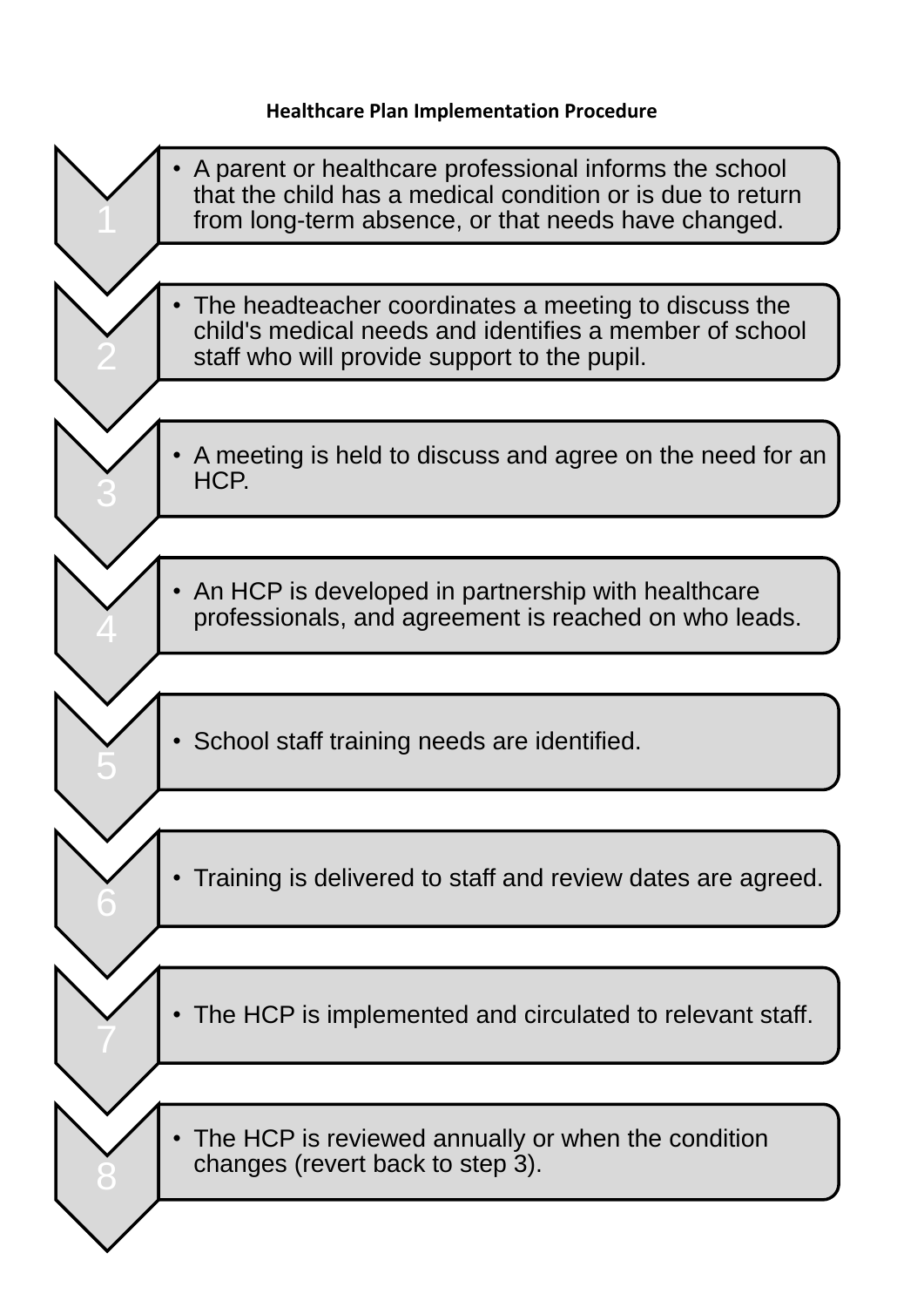**Healthcare Plan Implementation Procedure**

1. A parent or healthcare professional informs the school that the child has a medical condition or is due to return from long-term absence, or that needs have changed.
2. The headteacher coordinates a meeting to discuss the child's medical needs and identifies a member of school staff who will provide support to the pupil.
3. A meeting is held to discuss and agree on the need for an HCP.
4. An HCP is developed in partnership with healthcare professionals, and agreement is reached on who leads.
5. School staff training needs are identified.
6. Training is delivered to staff and review dates are agreed.
7. The HCP is implemented and circulated to relevant staff.
8. The HCP is reviewed annually or when the condition changes (revert back to step 3).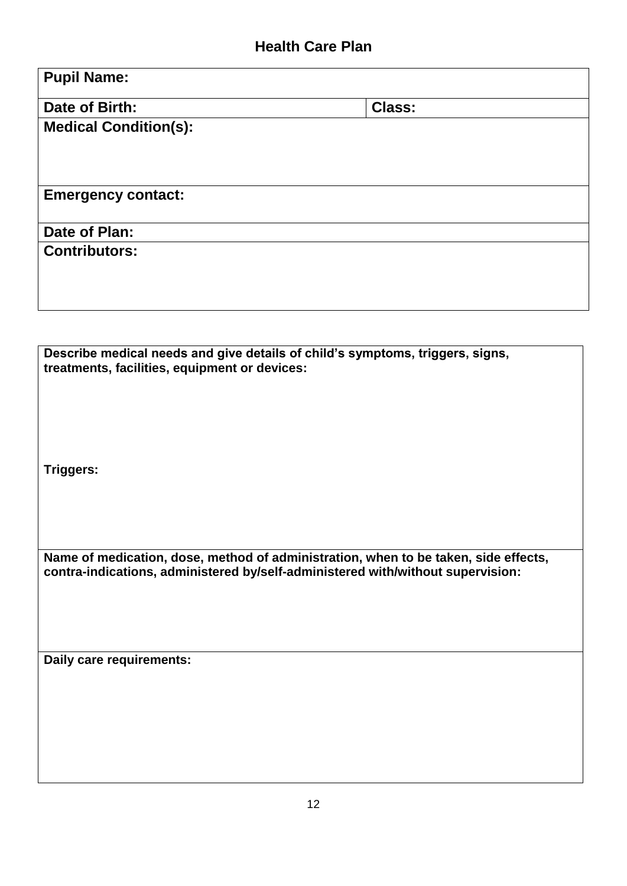## Health Care Plan

| **Pupil Name:** | |
|---|---|
| **Date of Birth:** | **Class:** |
| **Medical Condition(s):** | |
| **Emergency contact:** | |
| **Date of Plan:** | |
| **Contributors:** | |

| **Describe medical needs and give details of child's symptoms, triggers, signs, treatments, facilities, equipment or devices:** |
|---|
| **Triggers:** |
| **Name of medication, dose, method of administration, when to be taken, side effects, contra-indications, administered by/self-administered with/without supervision:** |
| **Daily care requirements:** |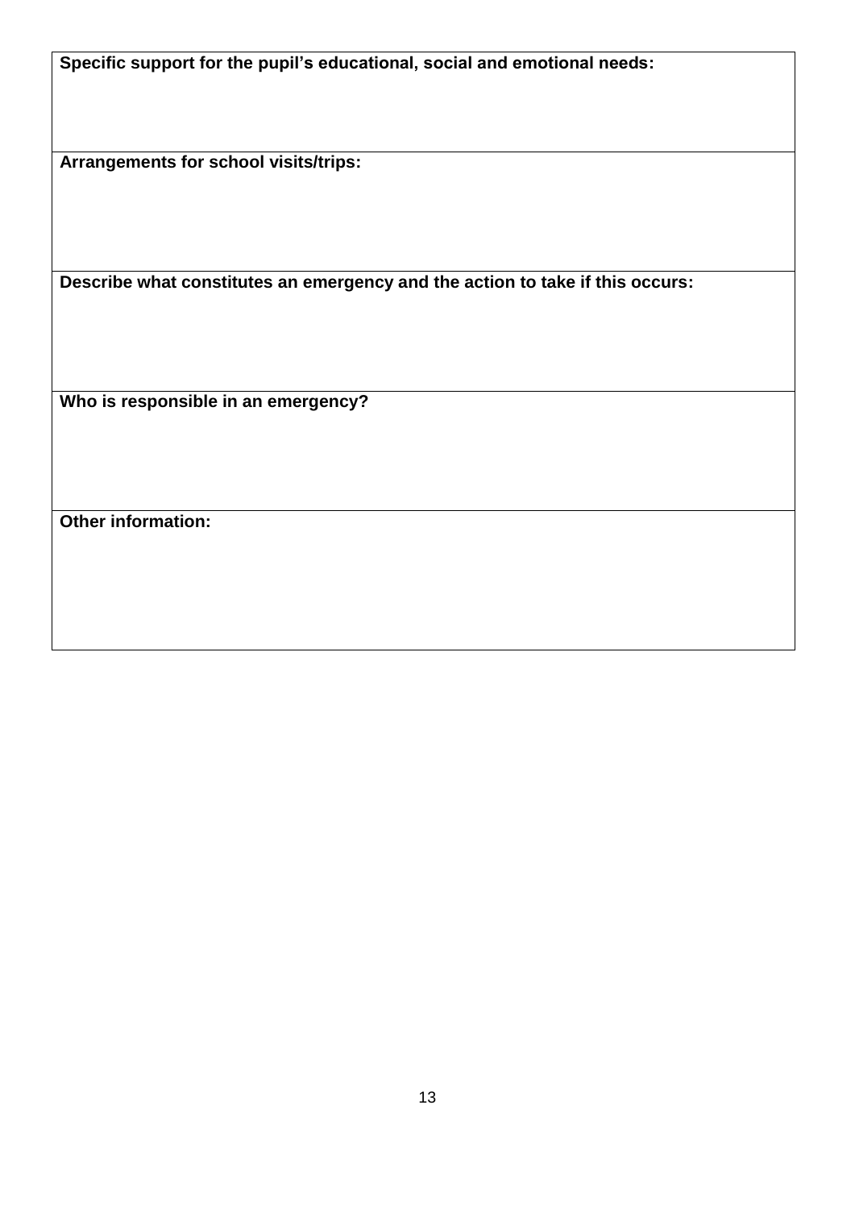| **Specific support for the pupil's educational, social and emotional needs:** |
| --- |
| **Arrangements for school visits/trips:** |
| **Describe what constitutes an emergency and the action to take if this occurs:** |
| **Who is responsible in an emergency?** |
| **Other information:** |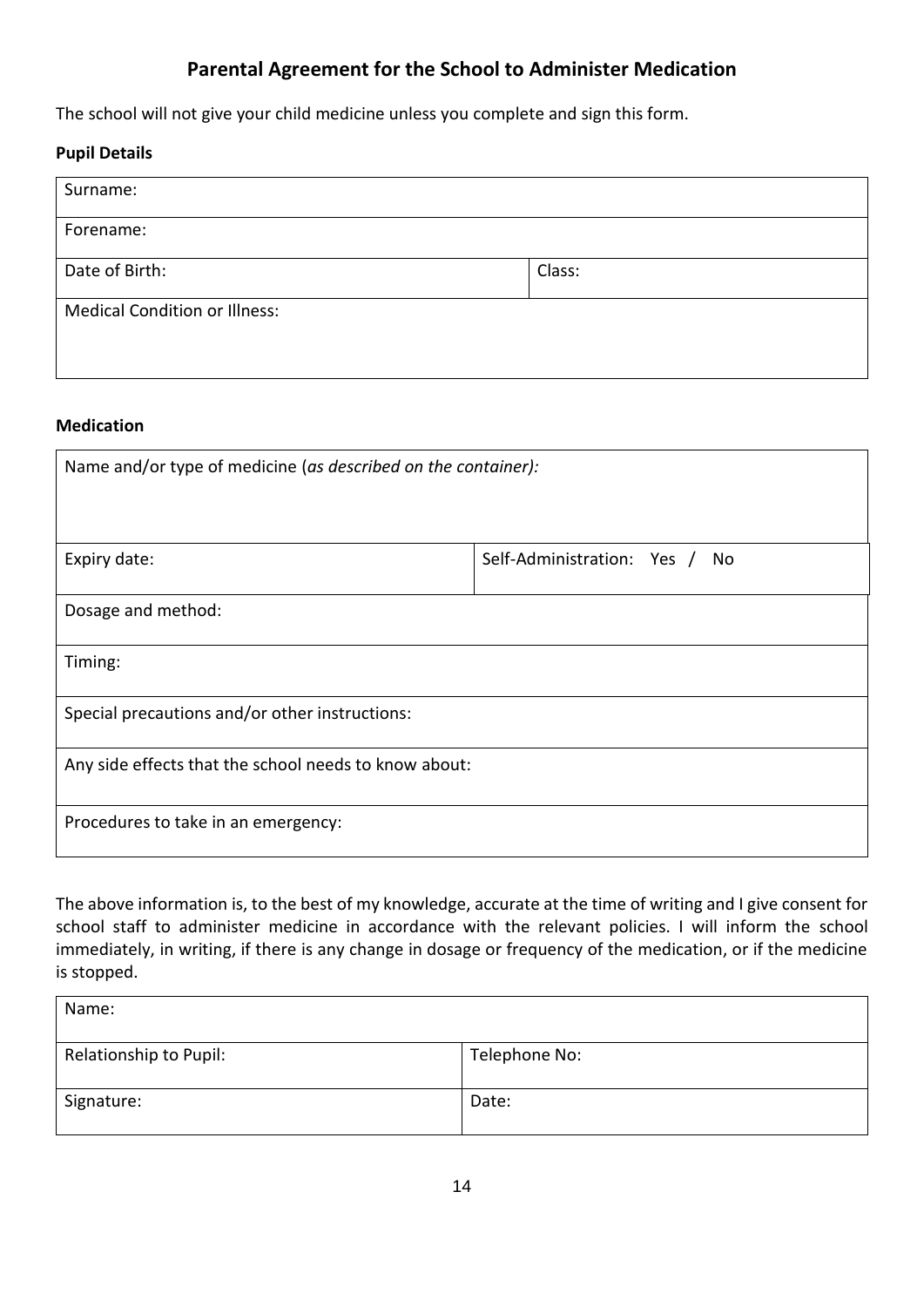## Parental Agreement for the School to Administer Medication

The school will not give your child medicine unless you complete and sign this form.

**Pupil Details**

| Surname: | |
|---|---|
| Forename: | |
| Date of Birth: | Class: |
| Medical Condition or Illness: | |

**Medication**

| Name and/or type of medicine (*as described on the container):* | |
|---|---|
| Expiry date: | Self-Administration: Yes / No |
| Dosage and method: | |
| Timing: | |
| Special precautions and/or other instructions: | |
| Any side effects that the school needs to know about: | |
| Procedures to take in an emergency: | |

The above information is, to the best of my knowledge, accurate at the time of writing and I give consent for school staff to administer medicine in accordance with the relevant policies. I will inform the school immediately, in writing, if there is any change in dosage or frequency of the medication, or if the medicine is stopped.

| Name: | |
|---|---|
| Relationship to Pupil: | Telephone No: |
| Signature: | Date: |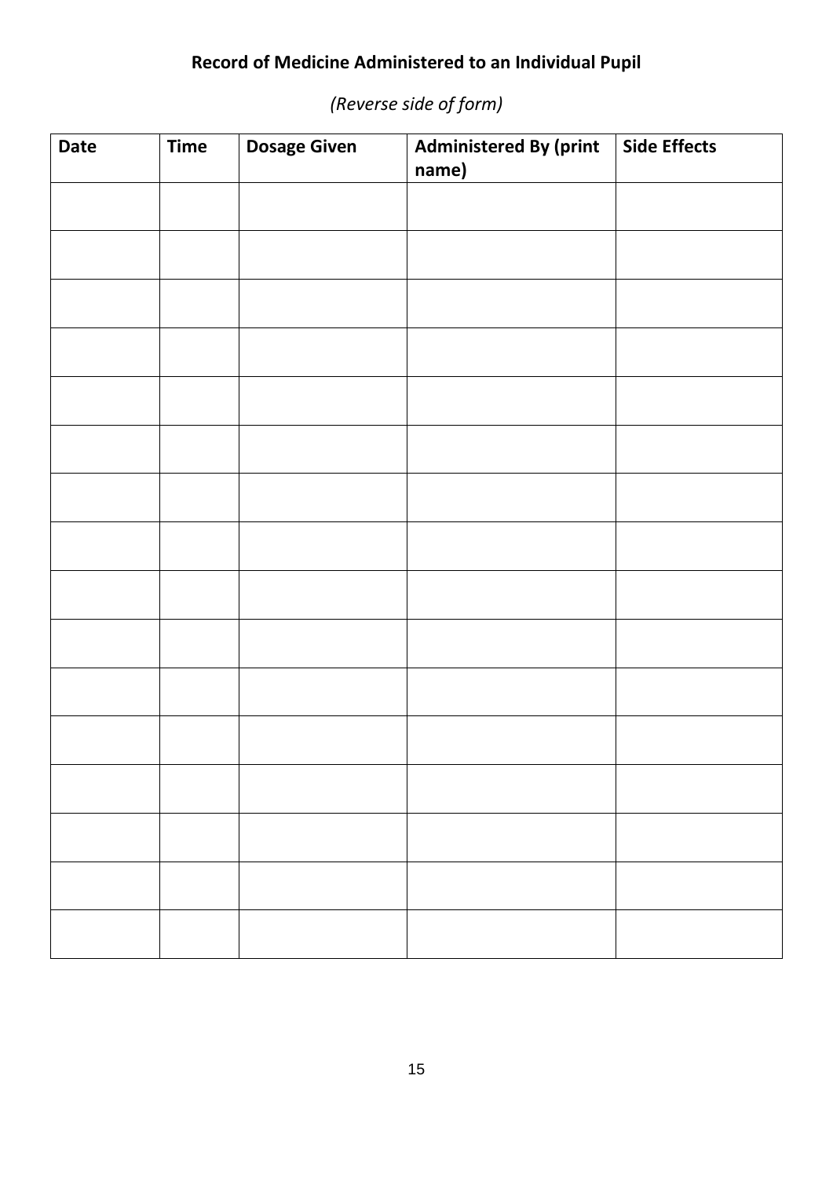**Record of Medicine Administered to an Individual Pupil**

*(Reverse side of form)*

| Date | Time | Dosage Given | Administered By (print name) | Side Effects |
|---|---|---|---|---|
| | | | | |
| | | | | |
| | | | | |
| | | | | |
| | | | | |
| | | | | |
| | | | | |
| | | | | |
| | | | | |
| | | | | |
| | | | | |
| | | | | |
| | | | | |
| | | | | |
| | | | | |
| | | | | |